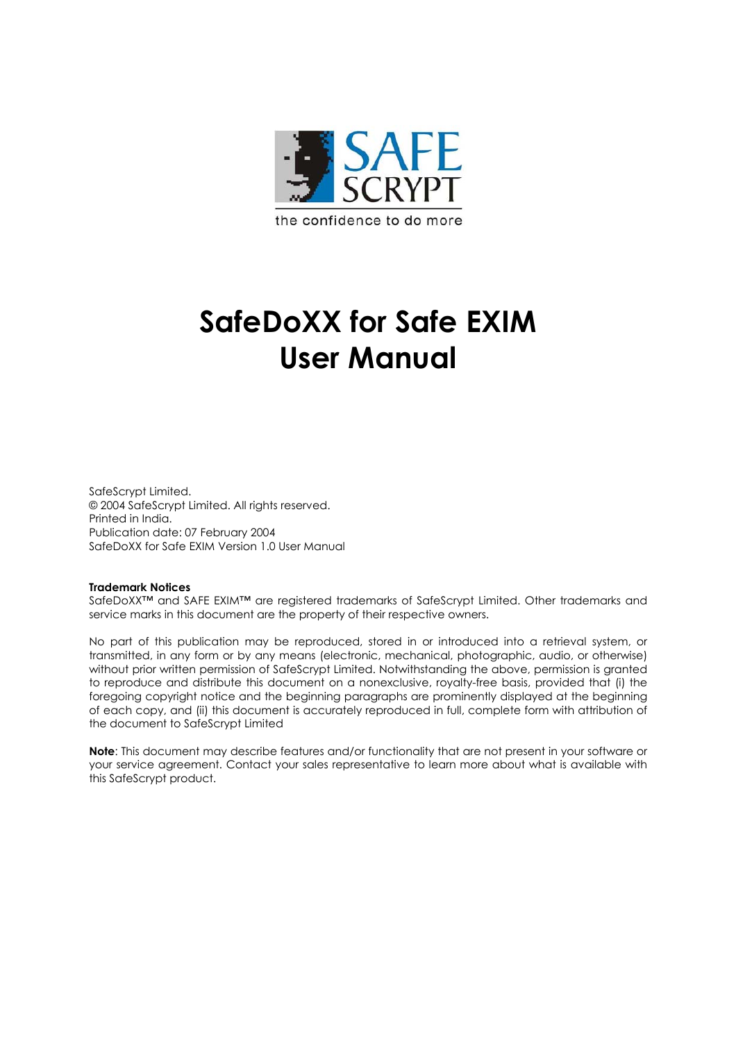SAFE SCRYPT

the confidence to do more

# SafeDoXX for Safe EXIM User Manual

SafeScrypt Limited.
© 2004 SafeScrypt Limited. All rights reserved.
Printed in India.
Publication date: 07 February 2004
SafeDoXX for Safe EXIM Version 1.0 User Manual

**Trademark Notices**
SafeDoXX™ and SAFE EXIM™ are registered trademarks of SafeScrypt Limited. Other trademarks and service marks in this document are the property of their respective owners.

No part of this publication may be reproduced, stored in or introduced into a retrieval system, or transmitted, in any form or by any means (electronic, mechanical, photographic, audio, or otherwise) without prior written permission of SafeScrypt Limited. Notwithstanding the above, permission is granted to reproduce and distribute this document on a nonexclusive, royalty-free basis, provided that (i) the foregoing copyright notice and the beginning paragraphs are prominently displayed at the beginning of each copy, and (ii) this document is accurately reproduced in full, complete form with attribution of the document to SafeScrypt Limited

**Note**: This document may describe features and/or functionality that are not present in your software or your service agreement. Contact your sales representative to learn more about what is available with this SafeScrypt product.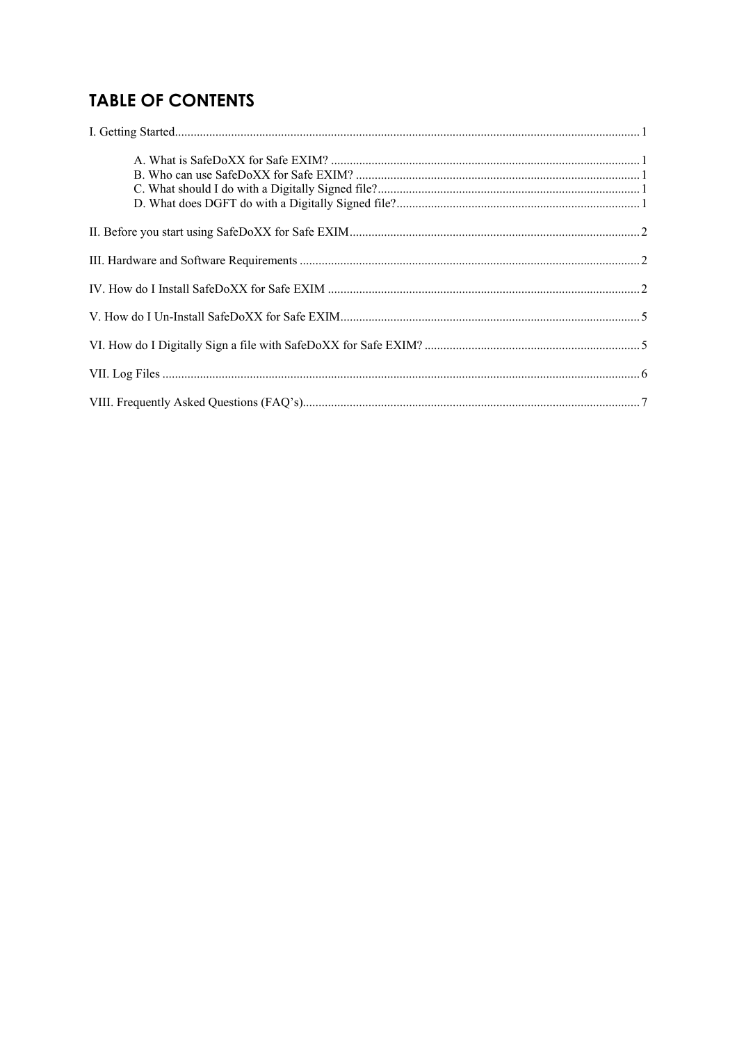# TABLE OF CONTENTS

I. Getting Started .................................................................................................................................... 1

- A. What is SafeDoXX for Safe EXIM? ................................................................................................... 1
- B. Who can use SafeDoXX for Safe EXIM? .......................................................................................... 1
- C. What should I do with a Digitally Signed file? .................................................................................. 1
- D. What does DGFT do with a Digitally Signed file? ............................................................................ 1

II. Before you start using SafeDoXX for Safe EXIM ............................................................................. 2

III. Hardware and Software Requirements ............................................................................................ 2

IV. How do I Install SafeDoXX for Safe EXIM ...................................................................................... 2

V. How do I Un-Install SafeDoXX for Safe EXIM ................................................................................. 5

VI. How do I Digitally Sign a file with SafeDoXX for Safe EXIM? ...................................................... 5

VII. Log Files ......................................................................................................................................... 6

VIII. Frequently Asked Questions (FAQ's) ............................................................................................ 7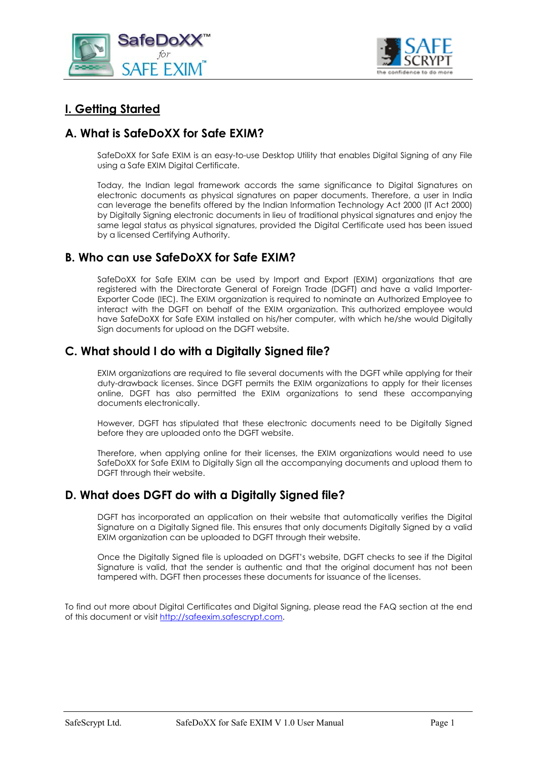# I. Getting Started

## A. What is SafeDoXX for Safe EXIM?

SafeDoXX for Safe EXIM is an easy-to-use Desktop Utility that enables Digital Signing of any File using a Safe EXIM Digital Certificate.

Today, the Indian legal framework accords the same significance to Digital Signatures on electronic documents as physical signatures on paper documents. Therefore, a user in India can leverage the benefits offered by the Indian Information Technology Act 2000 (IT Act 2000) by Digitally Signing electronic documents in lieu of traditional physical signatures and enjoy the same legal status as physical signatures, provided the Digital Certificate used has been issued by a licensed Certifying Authority.

## B. Who can use SafeDoXX for Safe EXIM?

SafeDoXX for Safe EXIM can be used by Import and Export (EXIM) organizations that are registered with the Directorate General of Foreign Trade (DGFT) and have a valid Importer-Exporter Code (IEC). The EXIM organization is required to nominate an Authorized Employee to interact with the DGFT on behalf of the EXIM organization. This authorized employee would have SafeDoXX for Safe EXIM installed on his/her computer, with which he/she would Digitally Sign documents for upload on the DGFT website.

## C. What should I do with a Digitally Signed file?

EXIM organizations are required to file several documents with the DGFT while applying for their duty-drawback licenses. Since DGFT permits the EXIM organizations to apply for their licenses online, DGFT has also permitted the EXIM organizations to send these accompanying documents electronically.

However, DGFT has stipulated that these electronic documents need to be Digitally Signed before they are uploaded onto the DGFT website.

Therefore, when applying online for their licenses, the EXIM organizations would need to use SafeDoXX for Safe EXIM to Digitally Sign all the accompanying documents and upload them to DGFT through their website.

## D. What does DGFT do with a Digitally Signed file?

DGFT has incorporated an application on their website that automatically verifies the Digital Signature on a Digitally Signed file. This ensures that only documents Digitally Signed by a valid EXIM organization can be uploaded to DGFT through their website.

Once the Digitally Signed file is uploaded on DGFT's website, DGFT checks to see if the Digital Signature is valid, that the sender is authentic and that the original document has not been tampered with. DGFT then processes these documents for issuance of the licenses.

To find out more about Digital Certificates and Digital Signing, please read the FAQ section at the end of this document or visit [http://safeexim.safescrypt.com](http://safeexim.safescrypt.com).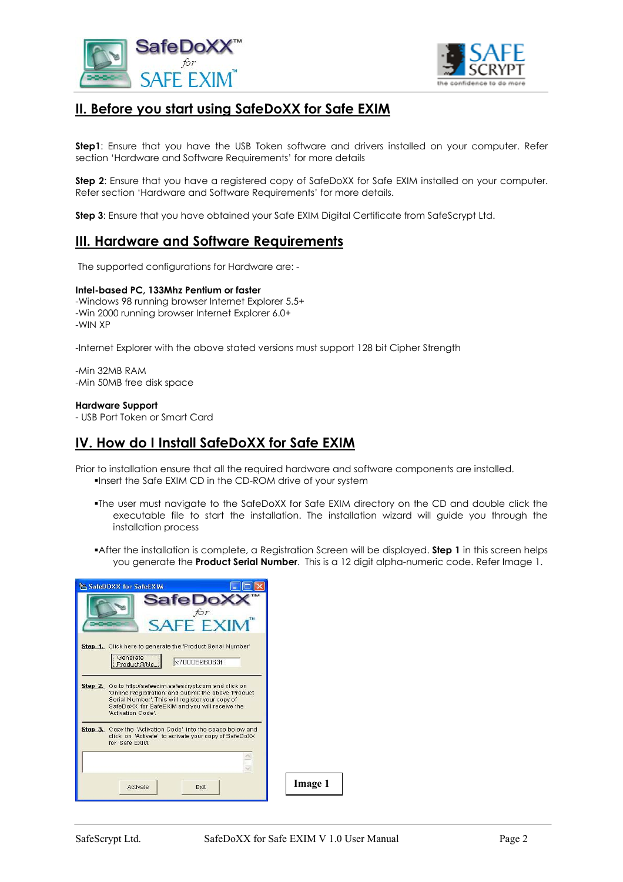## II. Before you start using SafeDoXX for Safe EXIM

**Step1**: Ensure that you have the USB Token software and drivers installed on your computer. Refer section 'Hardware and Software Requirements' for more details

**Step 2**: Ensure that you have a registered copy of SafeDoXX for Safe EXIM installed on your computer. Refer section 'Hardware and Software Requirements' for more details.

**Step 3**: Ensure that you have obtained your Safe EXIM Digital Certificate from SafeScrypt Ltd.

## III. Hardware and Software Requirements

The supported configurations for Hardware are: -

**Intel-based PC, 133Mhz Pentium or faster**
-Windows 98 running browser Internet Explorer 5.5+
-Win 2000 running browser Internet Explorer 6.0+
-WIN XP

-Internet Explorer with the above stated versions must support 128 bit Cipher Strength

-Min 32MB RAM
-Min 50MB free disk space

**Hardware Support**
- USB Port Token or Smart Card

## IV. How do I Install SafeDoXX for Safe EXIM

Prior to installation ensure that all the required hardware and software components are installed.

- Insert the Safe EXIM CD in the CD-ROM drive of your system
- The user must navigate to the SafeDoXX for Safe EXIM directory on the CD and double click the executable file to start the installation. The installation wizard will guide you through the installation process
- After the installation is complete, a Registration Screen will be displayed. **Step 1** in this screen helps you generate the **Product Serial Number**. This is a 12 digit alpha-numeric code. Refer Image 1.

SafeDoXX for SafeEXIM

SafeDoXX™ for SAFE EXIM™

Step 1. Click here to generate the 'Product Serial Number'

Generate Product S/No.

x70006960631

Step 2. Go to http://safeexim.safescrypt.com and click on 'Online Registration' and submit the above 'Product Serial Number'. This will register your copy of SafeDoXX for SafeEXIM and you will receive the 'Activation Code'.

Step 3. Copy the 'Activation Code' into the space below and click on 'Activate' to activate your copy of SafeDoXX for Safe EXIM.

Activate

Exit

**Image 1**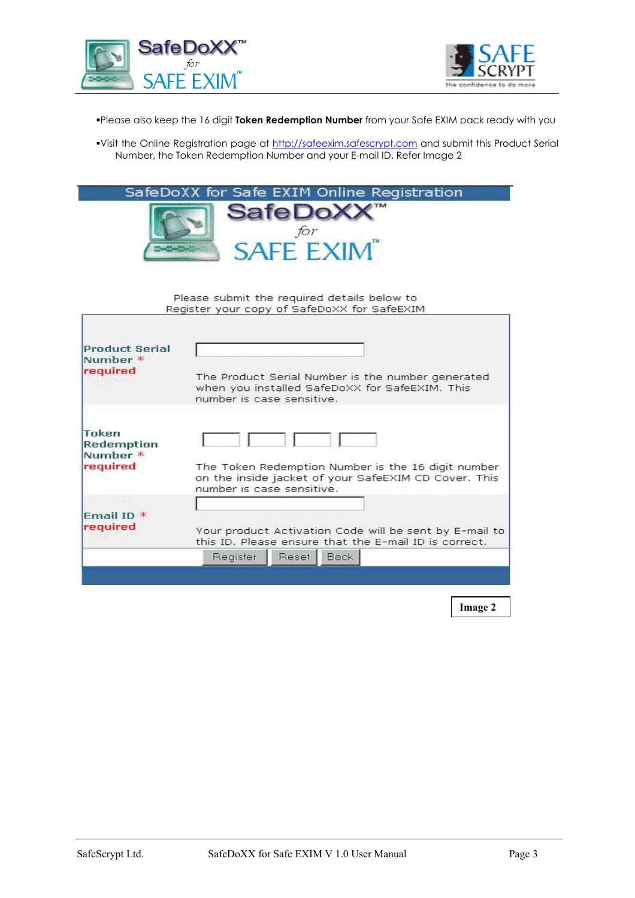- Please also keep the 16 digit **Token Redemption Number** from your Safe EXIM pack ready with you
- Visit the Online Registration page at http://safeexim.safescrypt.com and submit this Product Serial Number, the Token Redemption Number and your E-mail ID. Refer Image 2

SafeDoXX for Safe EXIM Online Registration

SafeDoXX™ for SAFE EXIM™

Please submit the required details below to Register your copy of SafeDoXX for SafeEXIM

| | |
|---|---|
| Product Serial Number * required | The Product Serial Number is the number generated when you installed SafeDoXX for SafeEXIM. This number is case sensitive. |
| Token Redemption Number * required | The Token Redemption Number is the 16 digit number on the inside jacket of your SafeEXIM CD Cover. This number is case sensitive. |
| Email ID * required | Your product Activation Code will be sent by E-mail to this ID. Please ensure that the E-mail ID is correct. |

Register | Reset | Back

**Image 2**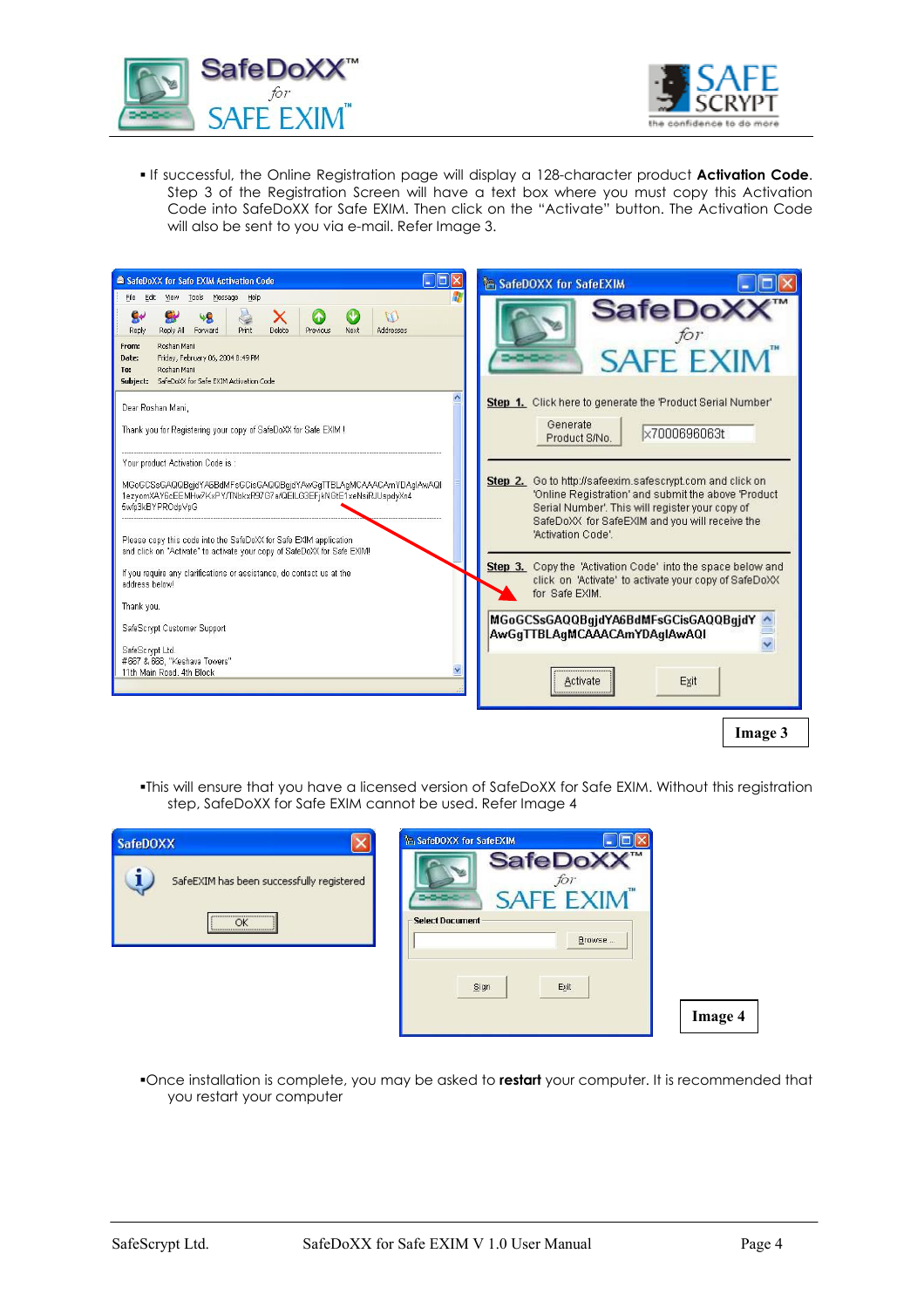- If successful, the Online Registration page will display a 128-character product **Activation Code**. Step 3 of the Registration Screen will have a text box where you must copy this Activation Code into SafeDoXX for Safe EXIM. Then click on the "Activate" button. The Activation Code will also be sent to you via e-mail. Refer Image 3.

Image 3

- This will ensure that you have a licensed version of SafeDoXX for Safe EXIM. Without this registration step, SafeDoXX for Safe EXIM cannot be used. Refer Image 4

Image 4

- Once installation is complete, you may be asked to **restart** your computer. It is recommended that you restart your computer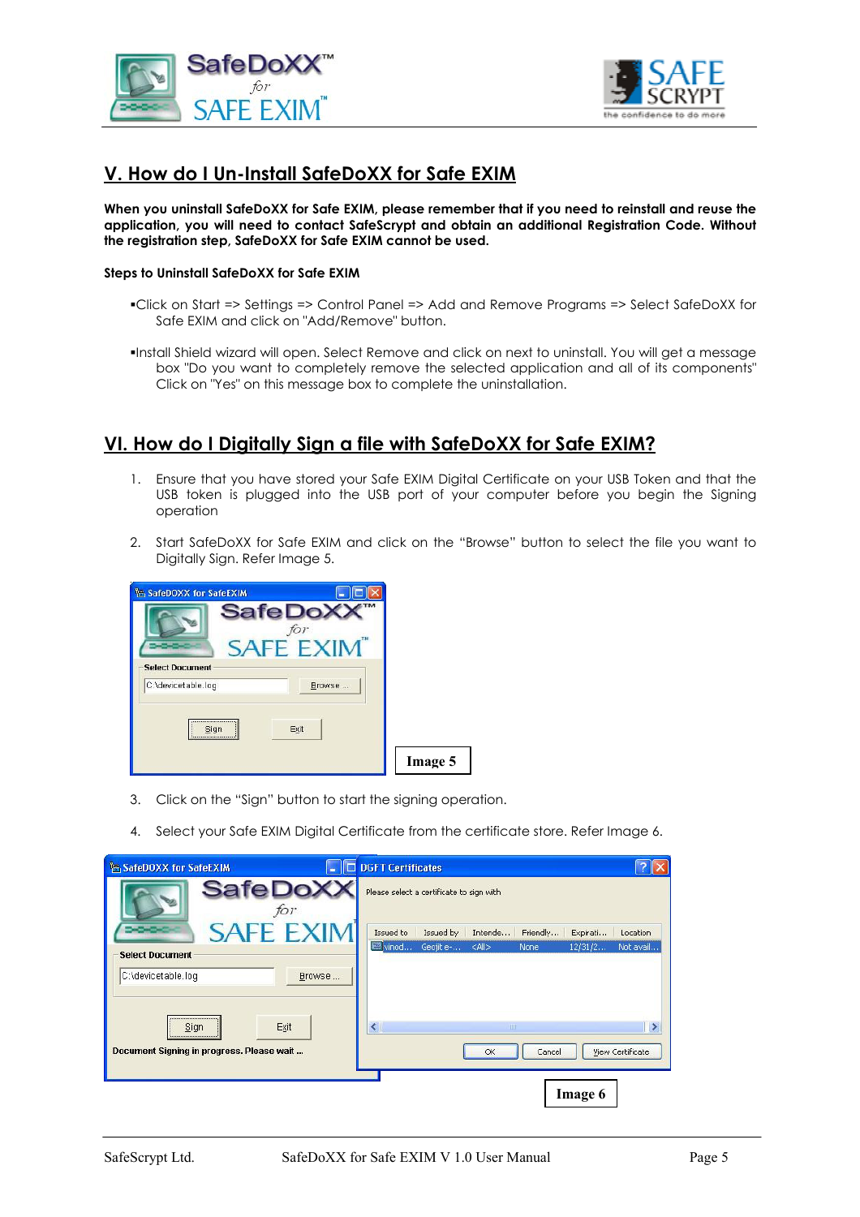## V. How do I Un-Install SafeDoXX for Safe EXIM

**When you uninstall SafeDoXX for Safe EXIM, please remember that if you need to reinstall and reuse the application, you will need to contact SafeScrypt and obtain an additional Registration Code. Without the registration step, SafeDoXX for Safe EXIM cannot be used.**

**Steps to Uninstall SafeDoXX for Safe EXIM**

- Click on Start => Settings => Control Panel => Add and Remove Programs => Select SafeDoXX for Safe EXIM and click on "Add/Remove" button.
- Install Shield wizard will open. Select Remove and click on next to uninstall. You will get a message box "Do you want to completely remove the selected application and all of its components" Click on "Yes" on this message box to complete the uninstallation.

## VI. How do I Digitally Sign a file with SafeDoXX for Safe EXIM?

1. Ensure that you have stored your Safe EXIM Digital Certificate on your USB Token and that the USB token is plugged into the USB port of your computer before you begin the Signing operation
2. Start SafeDoXX for Safe EXIM and click on the "Browse" button to select the file you want to Digitally Sign. Refer Image 5.

**Image 5**

3. Click on the "Sign" button to start the signing operation.
4. Select your Safe EXIM Digital Certificate from the certificate store. Refer Image 6.

**Image 6**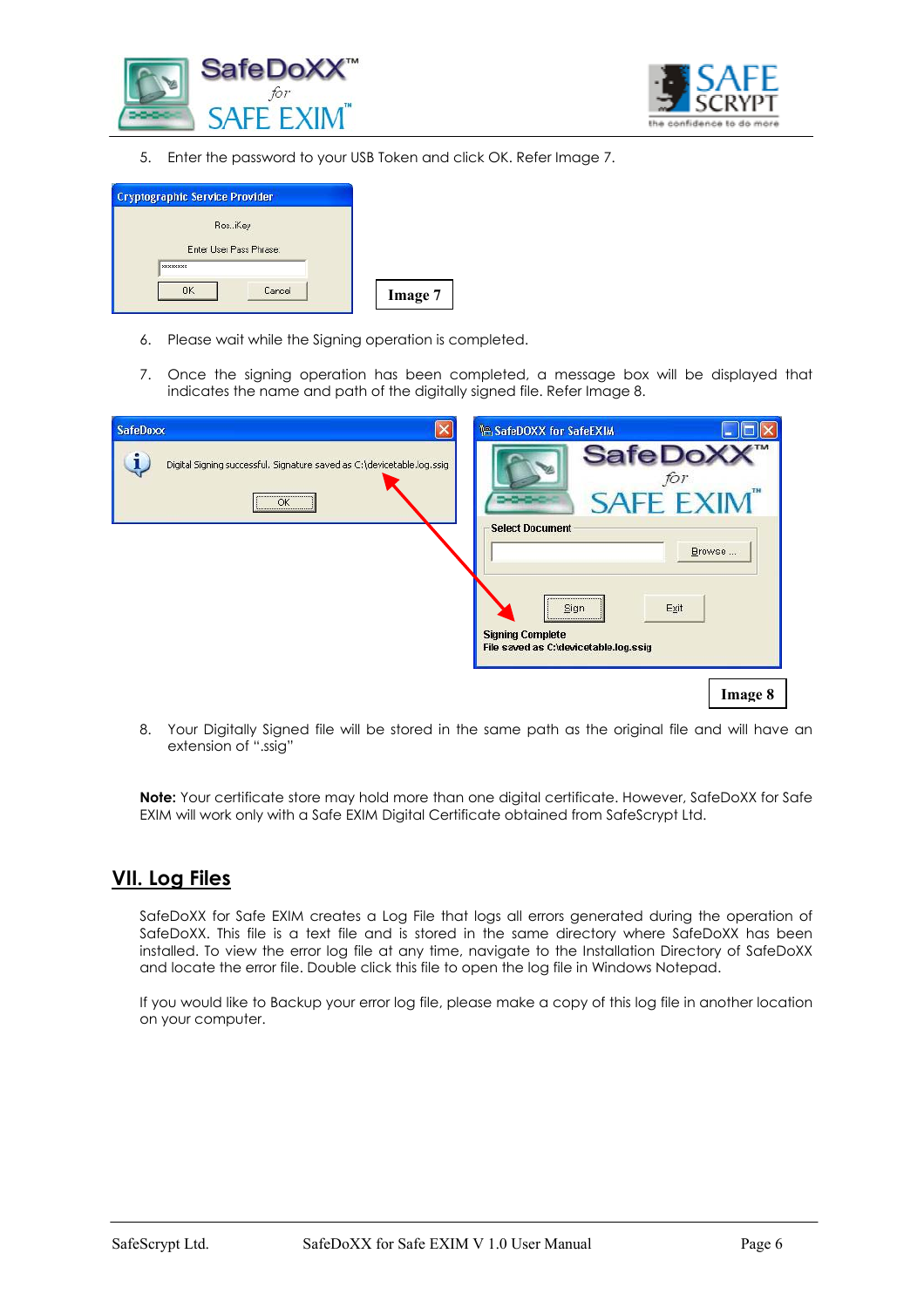5. Enter the password to your USB Token and click OK. Refer Image 7.

Image 7

6. Please wait while the Signing operation is completed.

7. Once the signing operation has been completed, a message box will be displayed that indicates the name and path of the digitally signed file. Refer Image 8.

Image 8

8. Your Digitally Signed file will be stored in the same path as the original file and will have an extension of ".ssig"

**Note:** Your certificate store may hold more than one digital certificate. However, SafeDoXX for Safe EXIM will work only with a Safe EXIM Digital Certificate obtained from SafeScrypt Ltd.

## VII. Log Files

SafeDoXX for Safe EXIM creates a Log File that logs all errors generated during the operation of SafeDoXX. This file is a text file and is stored in the same directory where SafeDoXX has been installed. To view the error log file at any time, navigate to the Installation Directory of SafeDoXX and locate the error file. Double click this file to open the log file in Windows Notepad.

If you would like to Backup your error log file, please make a copy of this log file in another location on your computer.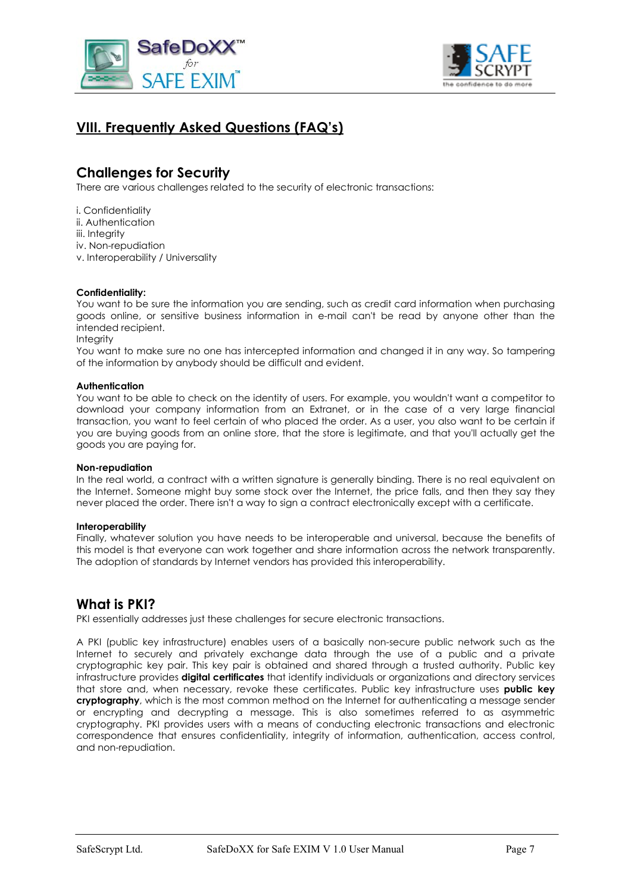## VIII. Frequently Asked Questions (FAQ's)

### Challenges for Security

There are various challenges related to the security of electronic transactions:

i. Confidentiality
ii. Authentication
iii. Integrity
iv. Non-repudiation
v. Interoperability / Universality

**Confidentiality:**
You want to be sure the information you are sending, such as credit card information when purchasing goods online, or sensitive business information in e-mail can't be read by anyone other than the intended recipient.
Integrity
You want to make sure no one has intercepted information and changed it in any way. So tampering of the information by anybody should be difficult and evident.

**Authentication**
You want to be able to check on the identity of users. For example, you wouldn't want a competitor to download your company information from an Extranet, or in the case of a very large financial transaction, you want to feel certain of who placed the order. As a user, you also want to be certain if you are buying goods from an online store, that the store is legitimate, and that you'll actually get the goods you are paying for.

**Non-repudiation**
In the real world, a contract with a written signature is generally binding. There is no real equivalent on the Internet. Someone might buy some stock over the Internet, the price falls, and then they say they never placed the order. There isn't a way to sign a contract electronically except with a certificate.

**Interoperability**
Finally, whatever solution you have needs to be interoperable and universal, because the benefits of this model is that everyone can work together and share information across the network transparently. The adoption of standards by Internet vendors has provided this interoperability.

### What is PKI?

PKI essentially addresses just these challenges for secure electronic transactions.

A PKI (public key infrastructure) enables users of a basically non-secure public network such as the Internet to securely and privately exchange data through the use of a public and a private cryptographic key pair. This key pair is obtained and shared through a trusted authority. Public key infrastructure provides **digital certificates** that identify individuals or organizations and directory services that store and, when necessary, revoke these certificates. Public key infrastructure uses **public key cryptography**, which is the most common method on the Internet for authenticating a message sender or encrypting and decrypting a message. This is also sometimes referred to as asymmetric cryptography. PKI provides users with a means of conducting electronic transactions and electronic correspondence that ensures confidentiality, integrity of information, authentication, access control, and non-repudiation.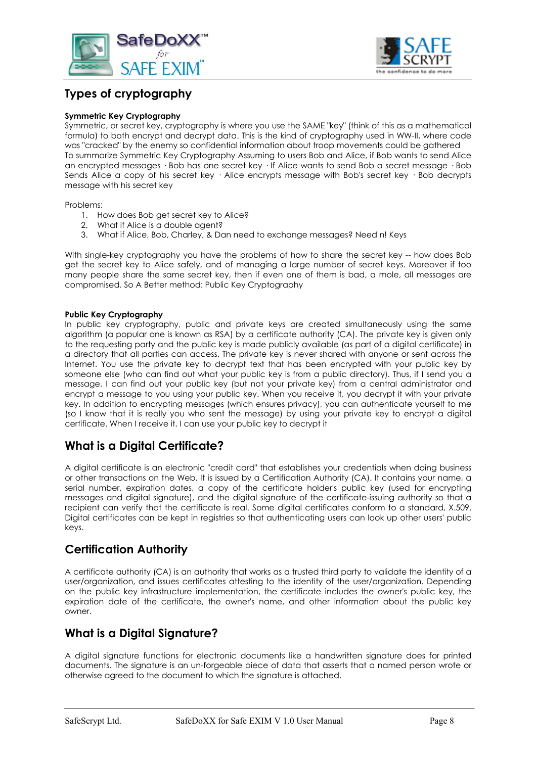## Types of cryptography

**Symmetric Key Cryptography**

Symmetric, or secret key, cryptography is where you use the SAME "key" (think of this as a mathematical formula) to both encrypt and decrypt data. This is the kind of cryptography used in WW-II, where code was "cracked" by the enemy so confidential information about troop movements could be gathered To summarize Symmetric Key Cryptography Assuming to users Bob and Alice, if Bob wants to send Alice an encrypted messages · Bob has one secret key · If Alice wants to send Bob a secret message · Bob Sends Alice a copy of his secret key · Alice encrypts message with Bob's secret key · Bob decrypts message with his secret key

Problems:

1. How does Bob get secret key to Alice?
2. What if Alice is a double agent?
3. What if Alice, Bob, Charley, & Dan need to exchange messages? Need n! Keys

With single-key cryptography you have the problems of how to share the secret key -- how does Bob get the secret key to Alice safely, and of managing a large number of secret keys. Moreover if too many people share the same secret key, then if even one of them is bad, a mole, all messages are compromised. So A Better method: Public Key Cryptography

**Public Key Cryptography**

In public key cryptography, public and private keys are created simultaneously using the same algorithm (a popular one is known as RSA) by a certificate authority (CA). The private key is given only to the requesting party and the public key is made publicly available (as part of a digital certificate) in a directory that all parties can access. The private key is never shared with anyone or sent across the Internet. You use the private key to decrypt text that has been encrypted with your public key by someone else (who can find out what your public key is from a public directory). Thus, if I send you a message, I can find out your public key (but not your private key) from a central administrator and encrypt a message to you using your public key. When you receive it, you decrypt it with your private key. In addition to encrypting messages (which ensures privacy), you can authenticate yourself to me (so I know that it is really you who sent the message) by using your private key to encrypt a digital certificate. When I receive it, I can use your public key to decrypt it

## What is a Digital Certificate?

A digital certificate is an electronic "credit card" that establishes your credentials when doing business or other transactions on the Web. It is issued by a Certification Authority (CA). It contains your name, a serial number, expiration dates, a copy of the certificate holder's public key (used for encrypting messages and digital signature), and the digital signature of the certificate-issuing authority so that a recipient can verify that the certificate is real. Some digital certificates conform to a standard, X.509. Digital certificates can be kept in registries so that authenticating users can look up other users' public keys.

## Certification Authority

A certificate authority (CA) is an authority that works as a trusted third party to validate the identity of a user/organization, and issues certificates attesting to the identity of the user/organization. Depending on the public key infrastructure implementation, the certificate includes the owner's public key, the expiration date of the certificate, the owner's name, and other information about the public key owner.

## What is a Digital Signature?

A digital signature functions for electronic documents like a handwritten signature does for printed documents. The signature is an un-forgeable piece of data that asserts that a named person wrote or otherwise agreed to the document to which the signature is attached.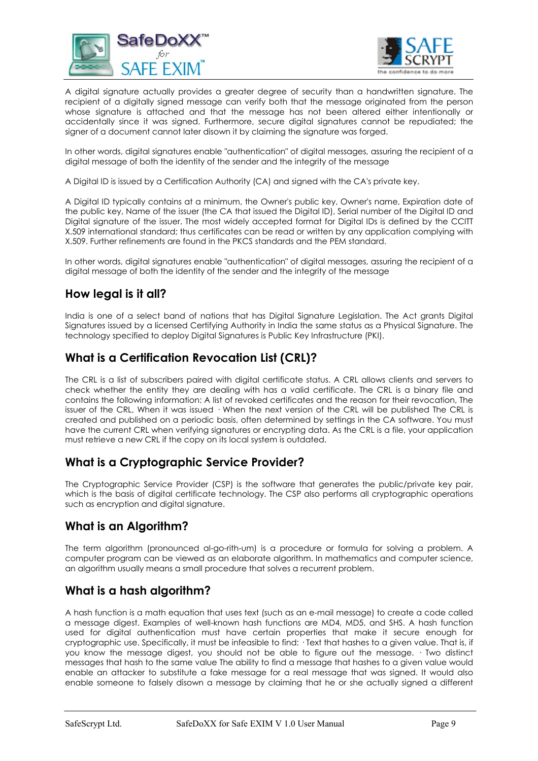A digital signature actually provides a greater degree of security than a handwritten signature. The recipient of a digitally signed message can verify both that the message originated from the person whose signature is attached and that the message has not been altered either intentionally or accidentally since it was signed. Furthermore, secure digital signatures cannot be repudiated; the signer of a document cannot later disown it by claiming the signature was forged.

In other words, digital signatures enable "authentication" of digital messages, assuring the recipient of a digital message of both the identity of the sender and the integrity of the message

A Digital ID is issued by a Certification Authority (CA) and signed with the CA's private key.

A Digital ID typically contains at a minimum, the Owner's public key, Owner's name, Expiration date of the public key, Name of the issuer (the CA that issued the Digital ID), Serial number of the Digital ID and Digital signature of the issuer. The most widely accepted format for Digital IDs is defined by the CCITT X.509 international standard; thus certificates can be read or written by any application complying with X.509. Further refinements are found in the PKCS standards and the PEM standard.

In other words, digital signatures enable "authentication" of digital messages, assuring the recipient of a digital message of both the identity of the sender and the integrity of the message

## How legal is it all?

India is one of a select band of nations that has Digital Signature Legislation. The Act grants Digital Signatures issued by a licensed Certifying Authority in India the same status as a Physical Signature. The technology specified to deploy Digital Signatures is Public Key Infrastructure (PKI).

## What is a Certification Revocation List (CRL)?

The CRL is a list of subscribers paired with digital certificate status. A CRL allows clients and servers to check whether the entity they are dealing with has a valid certificate. The CRL is a binary file and contains the following information: A list of revoked certificates and the reason for their revocation, The issuer of the CRL, When it was issued · When the next version of the CRL will be published The CRL is created and published on a periodic basis, often determined by settings in the CA software. You must have the current CRL when verifying signatures or encrypting data. As the CRL is a file, your application must retrieve a new CRL if the copy on its local system is outdated.

## What is a Cryptographic Service Provider?

The Cryptographic Service Provider (CSP) is the software that generates the public/private key pair, which is the basis of digital certificate technology. The CSP also performs all cryptographic operations such as encryption and digital signature.

## What is an Algorithm?

The term algorithm (pronounced al-go-rith-um) is a procedure or formula for solving a problem. A computer program can be viewed as an elaborate algorithm. In mathematics and computer science, an algorithm usually means a small procedure that solves a recurrent problem.

## What is a hash algorithm?

A hash function is a math equation that uses text (such as an e-mail message) to create a code called a message digest. Examples of well-known hash functions are MD4, MD5, and SHS. A hash function used for digital authentication must have certain properties that make it secure enough for cryptographic use. Specifically, it must be infeasible to find: · Text that hashes to a given value. That is, if you know the message digest, you should not be able to figure out the message. · Two distinct messages that hash to the same value The ability to find a message that hashes to a given value would enable an attacker to substitute a fake message for a real message that was signed. It would also enable someone to falsely disown a message by claiming that he or she actually signed a different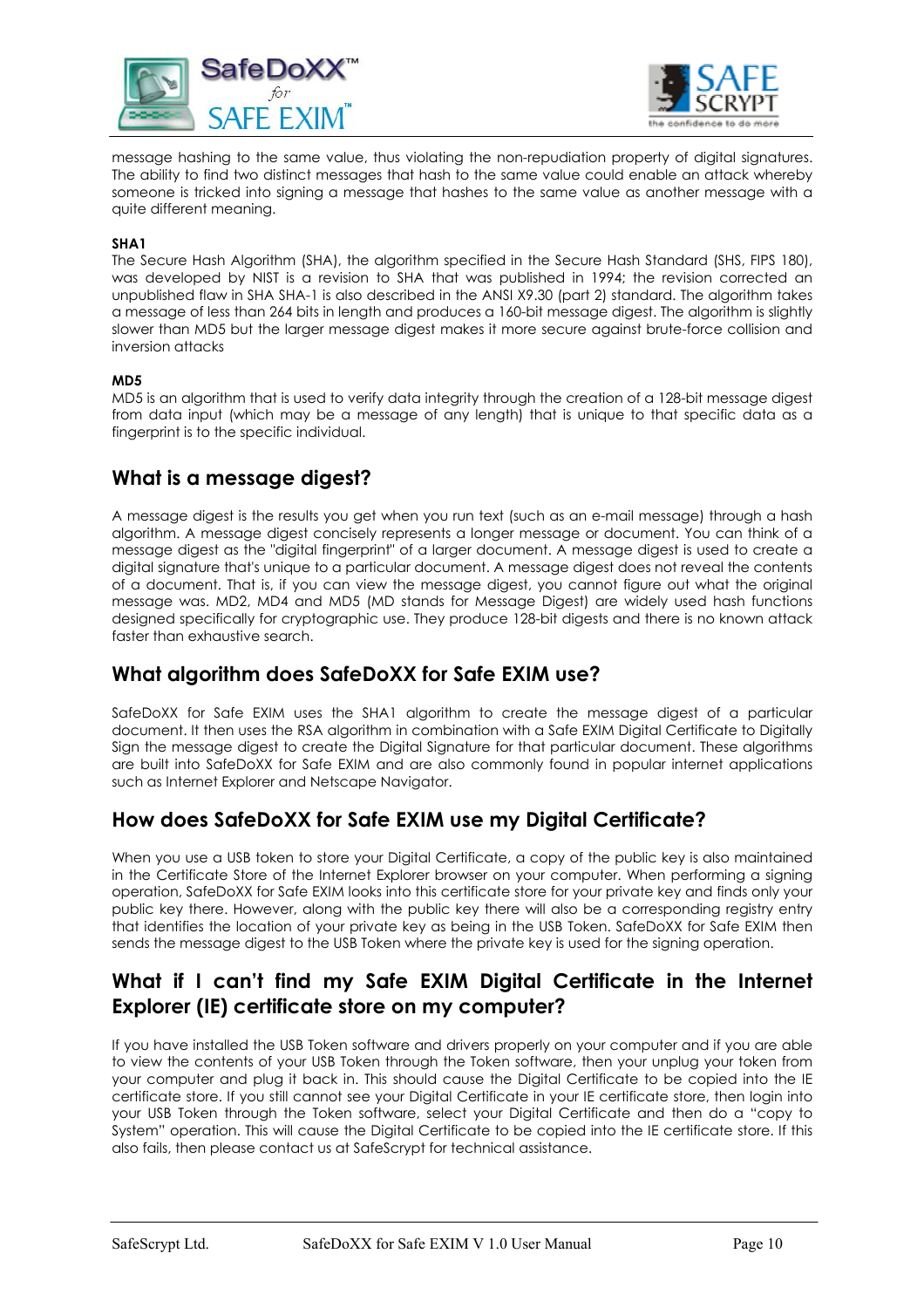message hashing to the same value, thus violating the non-repudiation property of digital signatures. The ability to find two distinct messages that hash to the same value could enable an attack whereby someone is tricked into signing a message that hashes to the same value as another message with a quite different meaning.

**SHA1**

The Secure Hash Algorithm (SHA), the algorithm specified in the Secure Hash Standard (SHS, FIPS 180), was developed by NIST is a revision to SHA that was published in 1994; the revision corrected an unpublished flaw in SHA SHA-1 is also described in the ANSI X9.30 (part 2) standard. The algorithm takes a message of less than 264 bits in length and produces a 160-bit message digest. The algorithm is slightly slower than MD5 but the larger message digest makes it more secure against brute-force collision and inversion attacks

**MD5**

MD5 is an algorithm that is used to verify data integrity through the creation of a 128-bit message digest from data input (which may be a message of any length) that is unique to that specific data as a fingerprint is to the specific individual.

## What is a message digest?

A message digest is the results you get when you run text (such as an e-mail message) through a hash algorithm. A message digest concisely represents a longer message or document. You can think of a message digest as the "digital fingerprint" of a larger document. A message digest is used to create a digital signature that's unique to a particular document. A message digest does not reveal the contents of a document. That is, if you can view the message digest, you cannot figure out what the original message was. MD2, MD4 and MD5 (MD stands for Message Digest) are widely used hash functions designed specifically for cryptographic use. They produce 128-bit digests and there is no known attack faster than exhaustive search.

## What algorithm does SafeDoXX for Safe EXIM use?

SafeDoXX for Safe EXIM uses the SHA1 algorithm to create the message digest of a particular document. It then uses the RSA algorithm in combination with a Safe EXIM Digital Certificate to Digitally Sign the message digest to create the Digital Signature for that particular document. These algorithms are built into SafeDoXX for Safe EXIM and are also commonly found in popular internet applications such as Internet Explorer and Netscape Navigator.

## How does SafeDoXX for Safe EXIM use my Digital Certificate?

When you use a USB token to store your Digital Certificate, a copy of the public key is also maintained in the Certificate Store of the Internet Explorer browser on your computer. When performing a signing operation, SafeDoXX for Safe EXIM looks into this certificate store for your private key and finds only your public key there. However, along with the public key there will also be a corresponding registry entry that identifies the location of your private key as being in the USB Token. SafeDoXX for Safe EXIM then sends the message digest to the USB Token where the private key is used for the signing operation.

## What if I can't find my Safe EXIM Digital Certificate in the Internet Explorer (IE) certificate store on my computer?

If you have installed the USB Token software and drivers properly on your computer and if you are able to view the contents of your USB Token through the Token software, then your unplug your token from your computer and plug it back in. This should cause the Digital Certificate to be copied into the IE certificate store. If you still cannot see your Digital Certificate in your IE certificate store, then login into your USB Token through the Token software, select your Digital Certificate and then do a "copy to System" operation. This will cause the Digital Certificate to be copied into the IE certificate store. If this also fails, then please contact us at SafeScrypt for technical assistance.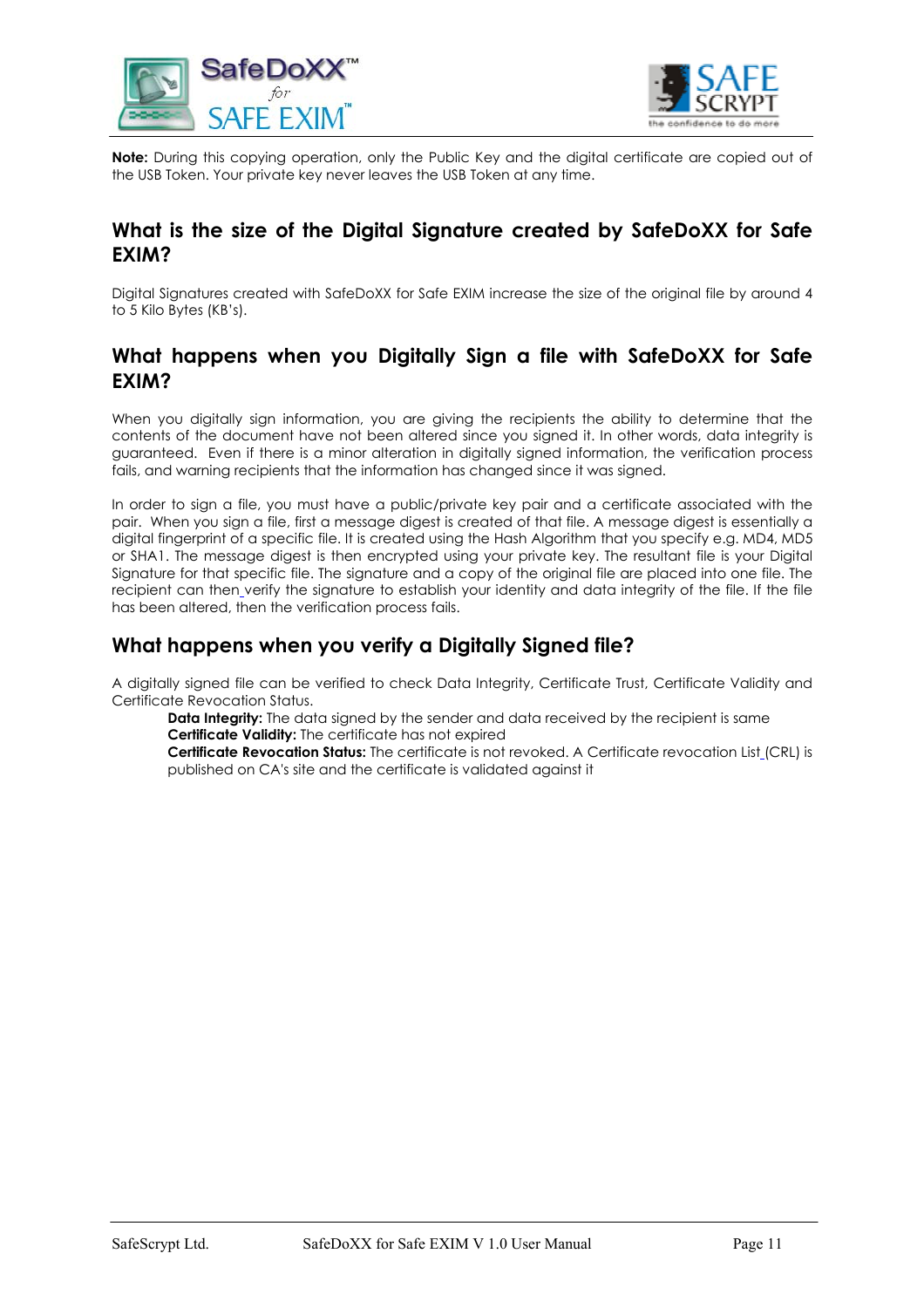**Note:** During this copying operation, only the Public Key and the digital certificate are copied out of the USB Token. Your private key never leaves the USB Token at any time.

## What is the size of the Digital Signature created by SafeDoXX for Safe EXIM?

Digital Signatures created with SafeDoXX for Safe EXIM increase the size of the original file by around 4 to 5 Kilo Bytes (KB's).

## What happens when you Digitally Sign a file with SafeDoXX for Safe EXIM?

When you digitally sign information, you are giving the recipients the ability to determine that the contents of the document have not been altered since you signed it. In other words, data integrity is guaranteed. Even if there is a minor alteration in digitally signed information, the verification process fails, and warning recipients that the information has changed since it was signed.

In order to sign a file, you must have a public/private key pair and a certificate associated with the pair. When you sign a file, first a message digest is created of that file. A message digest is essentially a digital fingerprint of a specific file. It is created using the Hash Algorithm that you specify e.g. MD4, MD5 or SHA1. The message digest is then encrypted using your private key. The resultant file is your Digital Signature for that specific file. The signature and a copy of the original file are placed into one file. The recipient can then verify the signature to establish your identity and data integrity of the file. If the file has been altered, then the verification process fails.

## What happens when you verify a Digitally Signed file?

A digitally signed file can be verified to check Data Integrity, Certificate Trust, Certificate Validity and Certificate Revocation Status.

- **Data Integrity:** The data signed by the sender and data received by the recipient is same
- **Certificate Validity:** The certificate has not expired
- **Certificate Revocation Status:** The certificate is not revoked. A Certificate revocation List (CRL) is published on CA's site and the certificate is validated against it